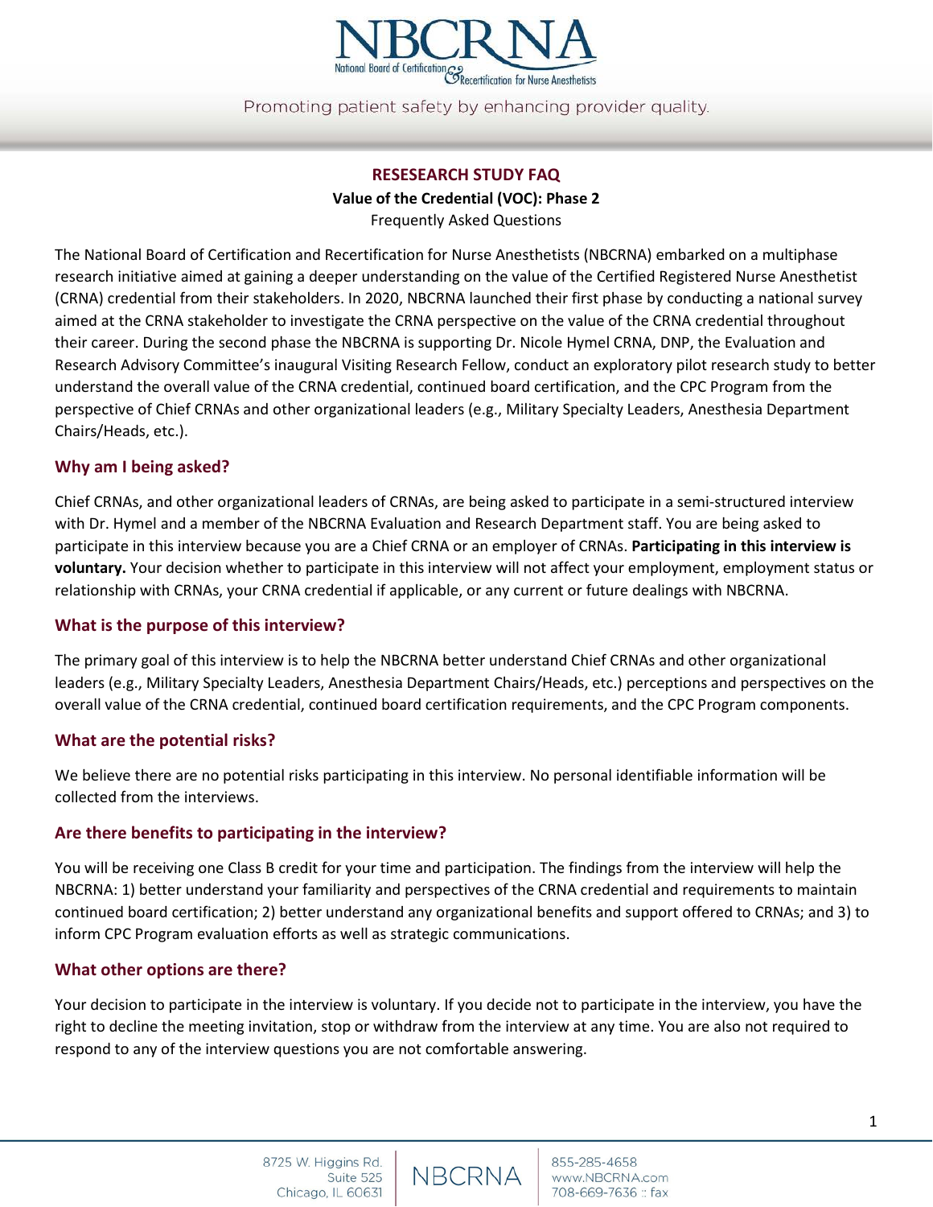# RESESEARCH STUDY FAQ

**Value of the Credential (VOC): Phase 2**

Frequently Asked Questions

The National Board of Certification and Recertification for Nurse Anesthetists (NBCRNA) embarked on a multiphase research initiative aimed at gaining a deeper understanding on the value of the Certified Registered Nurse Anesthetist (CRNA) credential from their stakeholders. In 2020, NBCRNA launched their first phase by conducting a national survey aimed at the CRNA stakeholder to investigate the CRNA perspective on the value of the CRNA credential throughout their career. During the second phase the NBCRNA is supporting Dr. Nicole Hymel CRNA, DNP, the Evaluation and Research Advisory Committee's inaugural Visiting Research Fellow, conduct an exploratory pilot research study to better understand the overall value of the CRNA credential, continued board certification, and the CPC Program from the perspective of Chief CRNAs and other organizational leaders (e.g., Military Specialty Leaders, Anesthesia Department Chairs/Heads, etc.).

## Why am I being asked?

Chief CRNAs, and other organizational leaders of CRNAs, are being asked to participate in a semi-structured interview with Dr. Hymel and a member of the NBCRNA Evaluation and Research Department staff. You are being asked to participate in this interview because you are a Chief CRNA or an employer of CRNAs. **Participating in this interview is voluntary.** Your decision whether to participate in this interview will not affect your employment, employment status or relationship with CRNAs, your CRNA credential if applicable, or any current or future dealings with NBCRNA.

## What is the purpose of this interview?

The primary goal of this interview is to help the NBCRNA better understand Chief CRNAs and other organizational leaders (e.g., Military Specialty Leaders, Anesthesia Department Chairs/Heads, etc.) perceptions and perspectives on the overall value of the CRNA credential, continued board certification requirements, and the CPC Program components.

## What are the potential risks?

We believe there are no potential risks participating in this interview. No personal identifiable information will be collected from the interviews.

## Are there benefits to participating in the interview?

You will be receiving one Class B credit for your time and participation. The findings from the interview will help the NBCRNA: 1) better understand your familiarity and perspectives of the CRNA credential and requirements to maintain continued board certification; 2) better understand any organizational benefits and support offered to CRNAs; and 3) to inform CPC Program evaluation efforts as well as strategic communications.

## What other options are there?

Your decision to participate in the interview is voluntary. If you decide not to participate in the interview, you have the right to decline the meeting invitation, stop or withdraw from the interview at any time. You are also not required to respond to any of the interview questions you are not comfortable answering.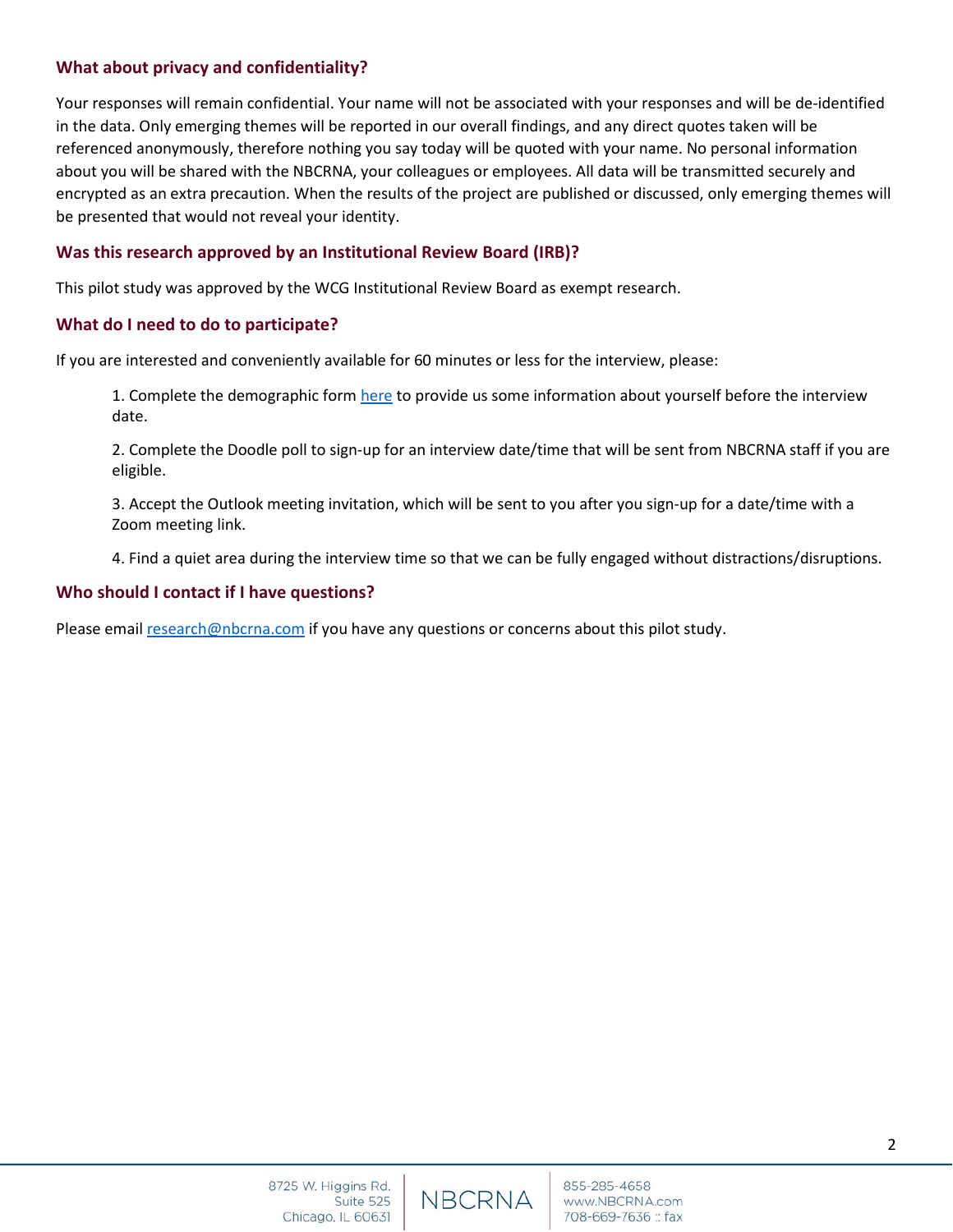## What about privacy and confidentiality?

Your responses will remain confidential. Your name will not be associated with your responses and will be de-identified in the data. Only emerging themes will be reported in our overall findings, and any direct quotes taken will be referenced anonymously, therefore nothing you say today will be quoted with your name. No personal information about you will be shared with the NBCRNA, your colleagues or employees. All data will be transmitted securely and encrypted as an extra precaution. When the results of the project are published or discussed, only emerging themes will be presented that would not reveal your identity.

## Was this research approved by an Institutional Review Board (IRB)?

This pilot study was approved by the WCG Institutional Review Board as exempt research.

## What do I need to do to participate?

If you are interested and conveniently available for 60 minutes or less for the interview, please:

1. Complete the demographic form here to provide us some information about yourself before the interview date.

2. Complete the Doodle poll to sign-up for an interview date/time that will be sent from NBCRNA staff if you are eligible.

3. Accept the Outlook meeting invitation, which will be sent to you after you sign-up for a date/time with a Zoom meeting link.

4. Find a quiet area during the interview time so that we can be fully engaged without distractions/disruptions.

## Who should I contact if I have questions?

Please email research@nbcrna.com if you have any questions or concerns about this pilot study.